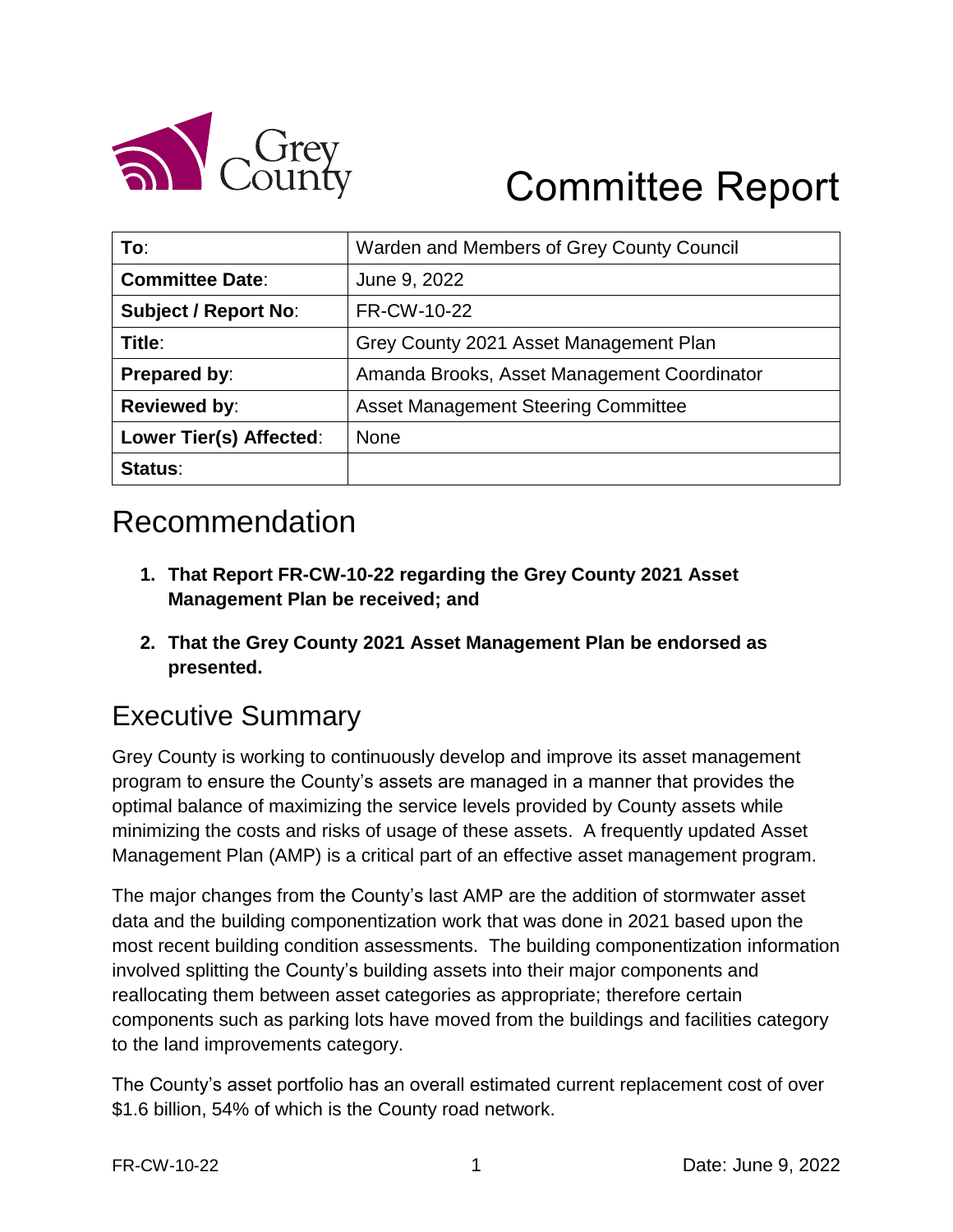# Committee Report

| To: | Warden and Members of Grey County Council |
|---|---|
| **Committee Date**: | June 9, 2022 |
| **Subject / Report No**: | FR-CW-10-22 |
| **Title**: | Grey County 2021 Asset Management Plan |
| **Prepared by**: | Amanda Brooks, Asset Management Coordinator |
| **Reviewed by**: | Asset Management Steering Committee |
| **Lower Tier(s) Affected**: | None |
| **Status**: | |

## Recommendation

1. **That Report FR-CW-10-22 regarding the Grey County 2021 Asset Management Plan be received; and**
2. **That the Grey County 2021 Asset Management Plan be endorsed as presented.**

## Executive Summary

Grey County is working to continuously develop and improve its asset management program to ensure the County's assets are managed in a manner that provides the optimal balance of maximizing the service levels provided by County assets while minimizing the costs and risks of usage of these assets. A frequently updated Asset Management Plan (AMP) is a critical part of an effective asset management program.

The major changes from the County's last AMP are the addition of stormwater asset data and the building componentization work that was done in 2021 based upon the most recent building condition assessments. The building componentization information involved splitting the County's building assets into their major components and reallocating them between asset categories as appropriate; therefore certain components such as parking lots have moved from the buildings and facilities category to the land improvements category.

The County's asset portfolio has an overall estimated current replacement cost of over $1.6 billion, 54% of which is the County road network.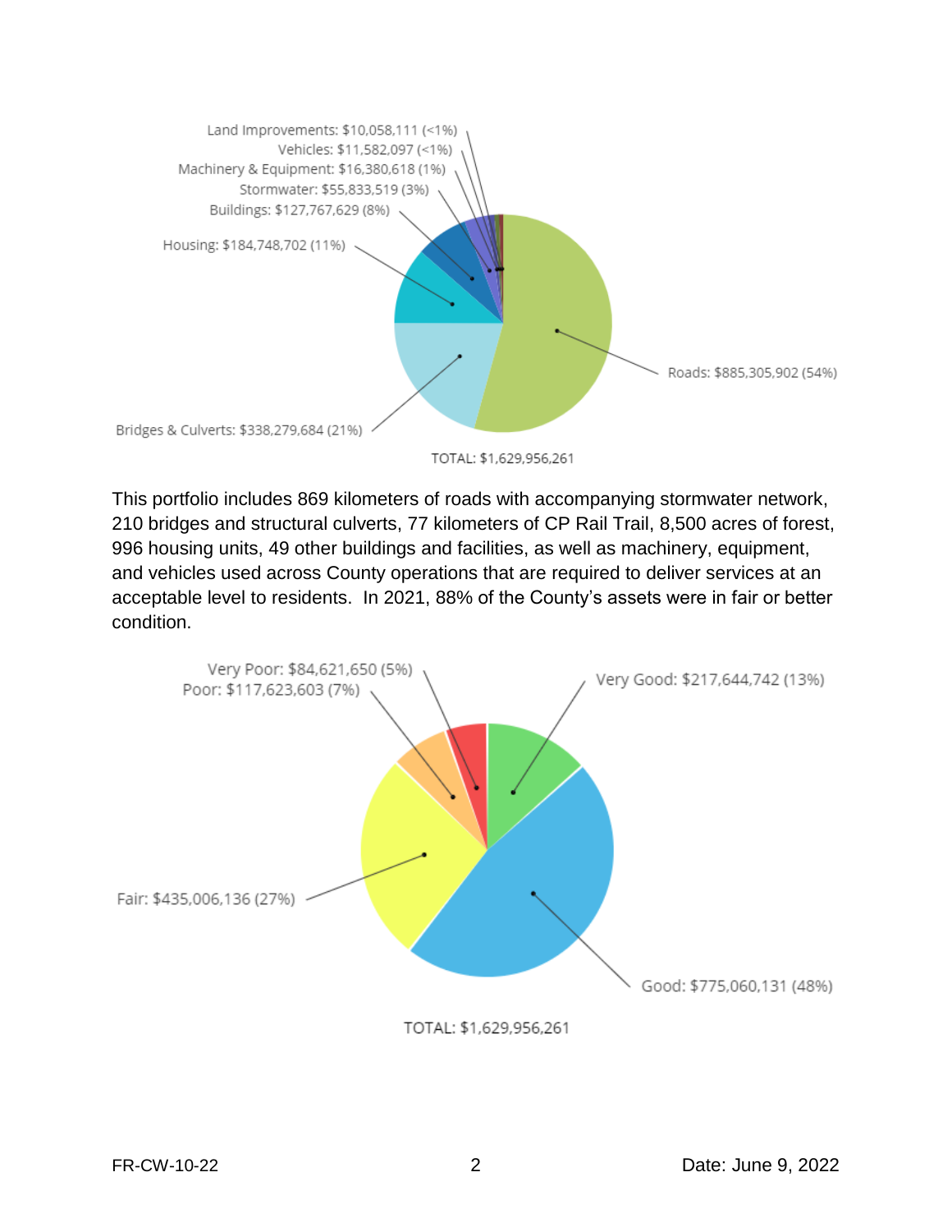Land Improvements: $10,058,111 (<1%)
Vehicles: $11,582,097 (<1%)
Machinery & Equipment: $16,380,618 (1%)
Stormwater: $55,833,519 (3%)
Buildings: $127,767,629 (8%)
Housing: $184,748,702 (11%)
Bridges & Culverts: $338,279,684 (21%)
Roads: $885,305,902 (54%)

TOTAL: $1,629,956,261

This portfolio includes 869 kilometers of roads with accompanying stormwater network, 210 bridges and structural culverts, 77 kilometers of CP Rail Trail, 8,500 acres of forest, 996 housing units, 49 other buildings and facilities, as well as machinery, equipment, and vehicles used across County operations that are required to deliver services at an acceptable level to residents. In 2021, 88% of the County's assets were in fair or better condition.

Very Poor: $84,621,650 (5%)
Poor: $117,623,603 (7%)
Very Good: $217,644,742 (13%)
Fair: $435,006,136 (27%)
Good: $775,060,131 (48%)

TOTAL: $1,629,956,261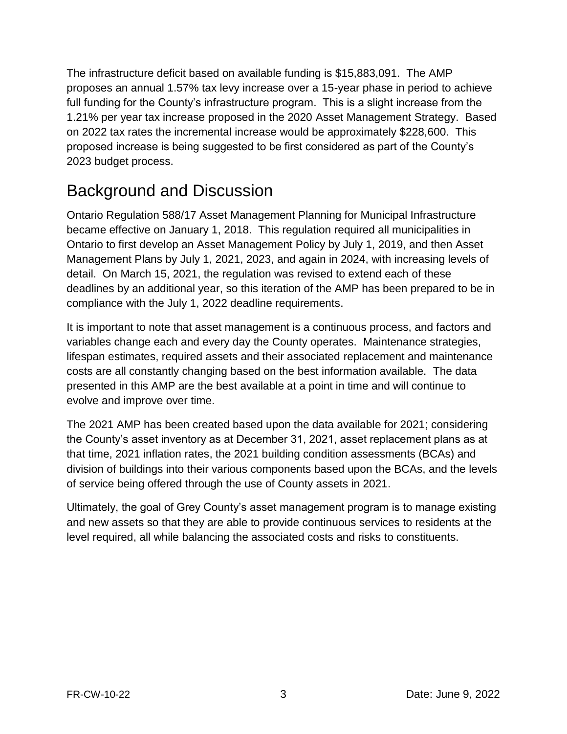The infrastructure deficit based on available funding is $15,883,091. The AMP proposes an annual 1.57% tax levy increase over a 15-year phase in period to achieve full funding for the County's infrastructure program. This is a slight increase from the 1.21% per year tax increase proposed in the 2020 Asset Management Strategy. Based on 2022 tax rates the incremental increase would be approximately $228,600. This proposed increase is being suggested to be first considered as part of the County's 2023 budget process.

## Background and Discussion

Ontario Regulation 588/17 Asset Management Planning for Municipal Infrastructure became effective on January 1, 2018. This regulation required all municipalities in Ontario to first develop an Asset Management Policy by July 1, 2019, and then Asset Management Plans by July 1, 2021, 2023, and again in 2024, with increasing levels of detail. On March 15, 2021, the regulation was revised to extend each of these deadlines by an additional year, so this iteration of the AMP has been prepared to be in compliance with the July 1, 2022 deadline requirements.

It is important to note that asset management is a continuous process, and factors and variables change each and every day the County operates. Maintenance strategies, lifespan estimates, required assets and their associated replacement and maintenance costs are all constantly changing based on the best information available. The data presented in this AMP are the best available at a point in time and will continue to evolve and improve over time.

The 2021 AMP has been created based upon the data available for 2021; considering the County's asset inventory as at December 31, 2021, asset replacement plans as at that time, 2021 inflation rates, the 2021 building condition assessments (BCAs) and division of buildings into their various components based upon the BCAs, and the levels of service being offered through the use of County assets in 2021.

Ultimately, the goal of Grey County's asset management program is to manage existing and new assets so that they are able to provide continuous services to residents at the level required, all while balancing the associated costs and risks to constituents.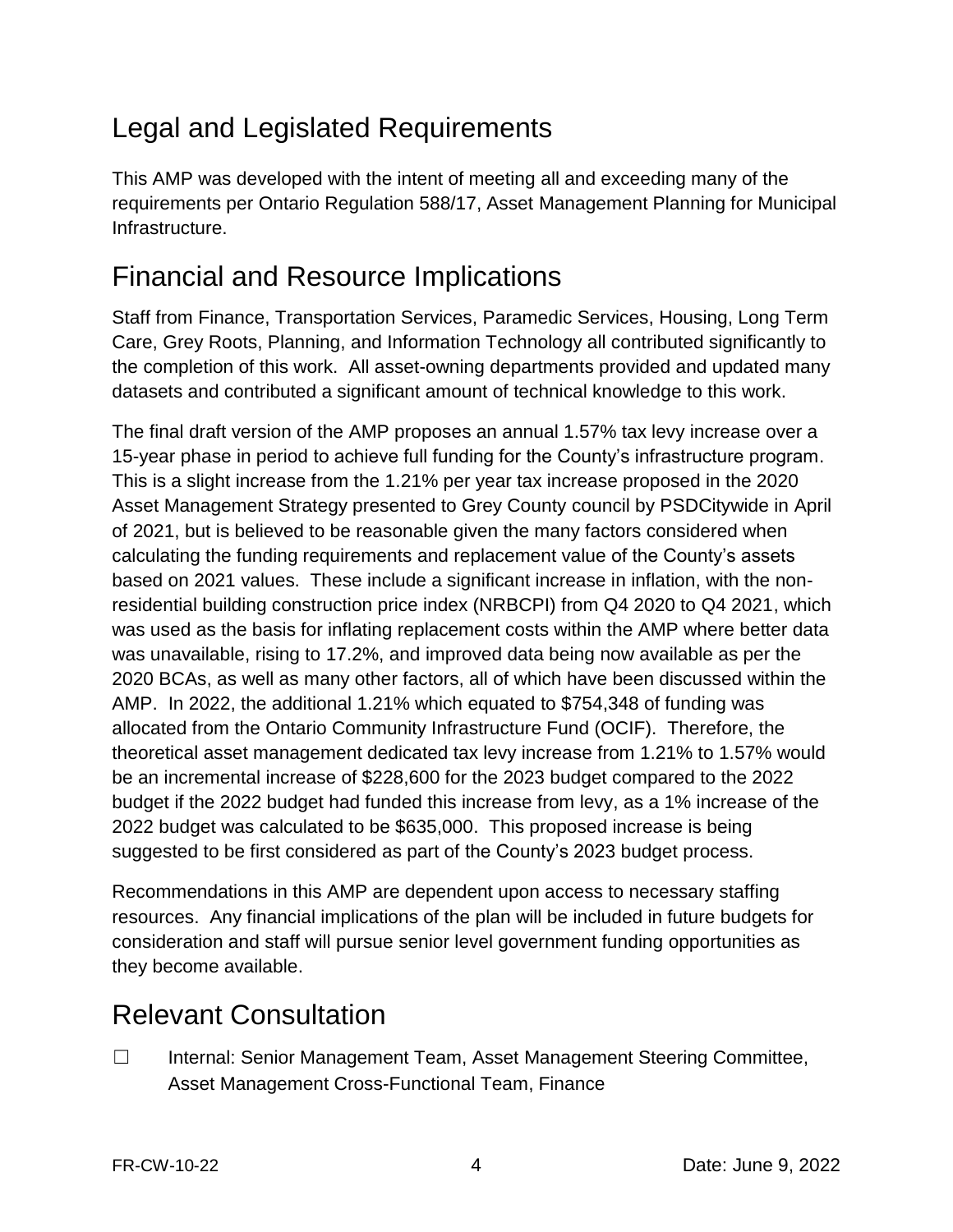## Legal and Legislated Requirements

This AMP was developed with the intent of meeting all and exceeding many of the requirements per Ontario Regulation 588/17, Asset Management Planning for Municipal Infrastructure.

## Financial and Resource Implications

Staff from Finance, Transportation Services, Paramedic Services, Housing, Long Term Care, Grey Roots, Planning, and Information Technology all contributed significantly to the completion of this work. All asset-owning departments provided and updated many datasets and contributed a significant amount of technical knowledge to this work.

The final draft version of the AMP proposes an annual 1.57% tax levy increase over a 15-year phase in period to achieve full funding for the County's infrastructure program. This is a slight increase from the 1.21% per year tax increase proposed in the 2020 Asset Management Strategy presented to Grey County council by PSDCitywide in April of 2021, but is believed to be reasonable given the many factors considered when calculating the funding requirements and replacement value of the County's assets based on 2021 values. These include a significant increase in inflation, with the non-residential building construction price index (NRBCPI) from Q4 2020 to Q4 2021, which was used as the basis for inflating replacement costs within the AMP where better data was unavailable, rising to 17.2%, and improved data being now available as per the 2020 BCAs, as well as many other factors, all of which have been discussed within the AMP. In 2022, the additional 1.21% which equated to $754,348 of funding was allocated from the Ontario Community Infrastructure Fund (OCIF). Therefore, the theoretical asset management dedicated tax levy increase from 1.21% to 1.57% would be an incremental increase of $228,600 for the 2023 budget compared to the 2022 budget if the 2022 budget had funded this increase from levy, as a 1% increase of the 2022 budget was calculated to be $635,000. This proposed increase is being suggested to be first considered as part of the County's 2023 budget process.

Recommendations in this AMP are dependent upon access to necessary staffing resources. Any financial implications of the plan will be included in future budgets for consideration and staff will pursue senior level government funding opportunities as they become available.

## Relevant Consultation

☐ Internal: Senior Management Team, Asset Management Steering Committee, Asset Management Cross-Functional Team, Finance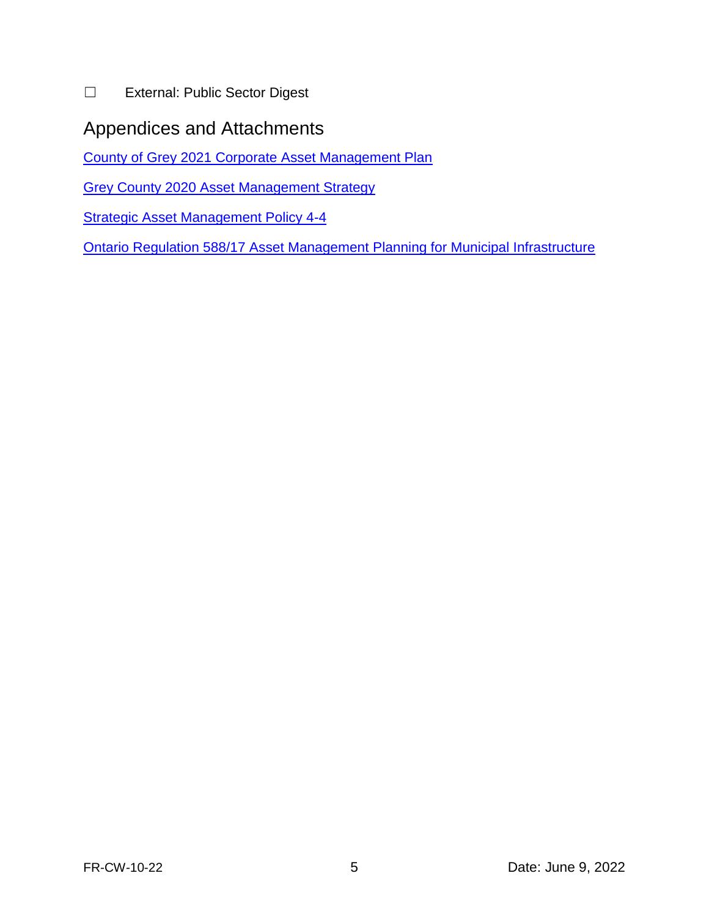☐ External: Public Sector Digest

## Appendices and Attachments

County of Grey 2021 Corporate Asset Management Plan

Grey County 2020 Asset Management Strategy

Strategic Asset Management Policy 4-4

Ontario Regulation 588/17 Asset Management Planning for Municipal Infrastructure